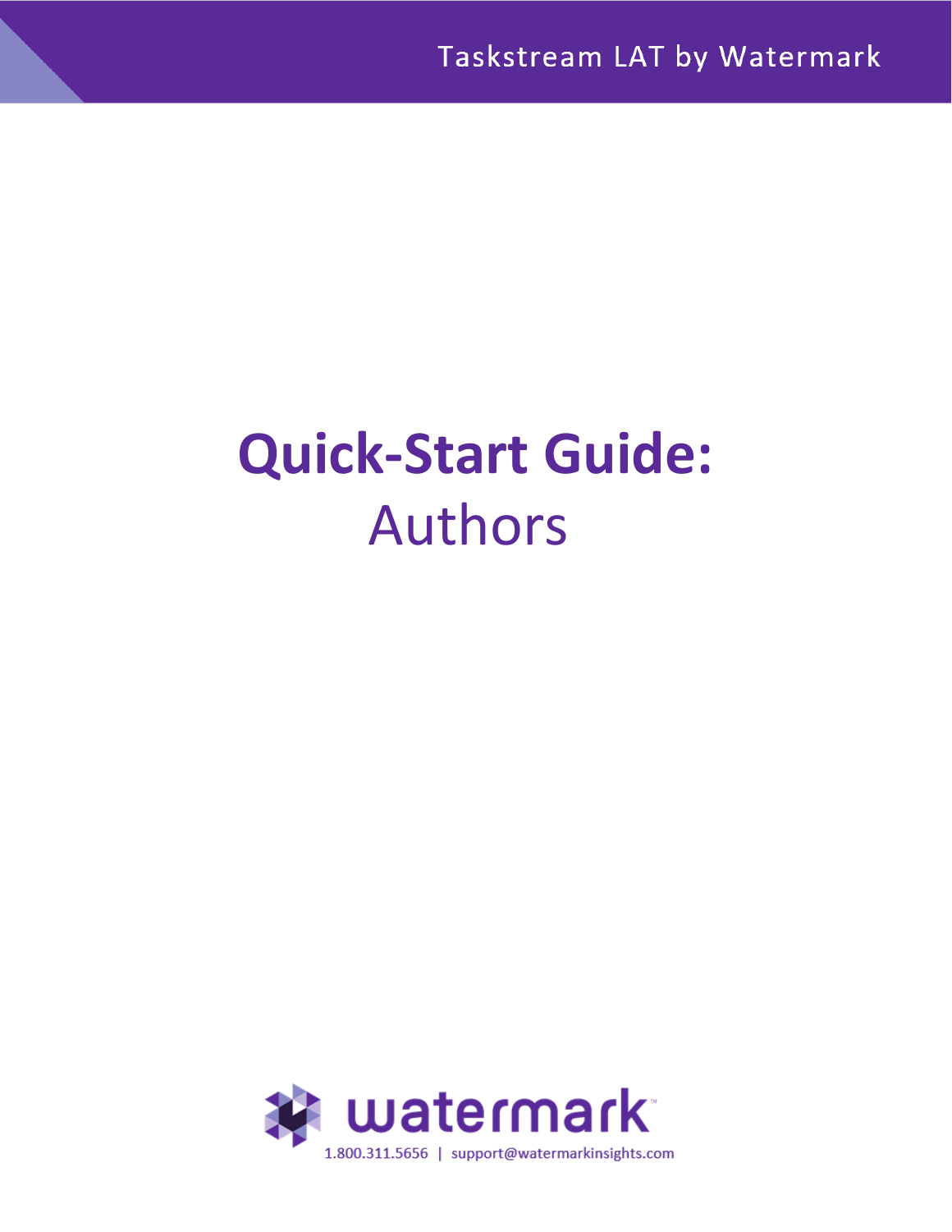Taskstream LAT by Watermark

# Quick-Start Guide:
# Authors

watermark

1.800.311.5656 | support@watermarkinsights.com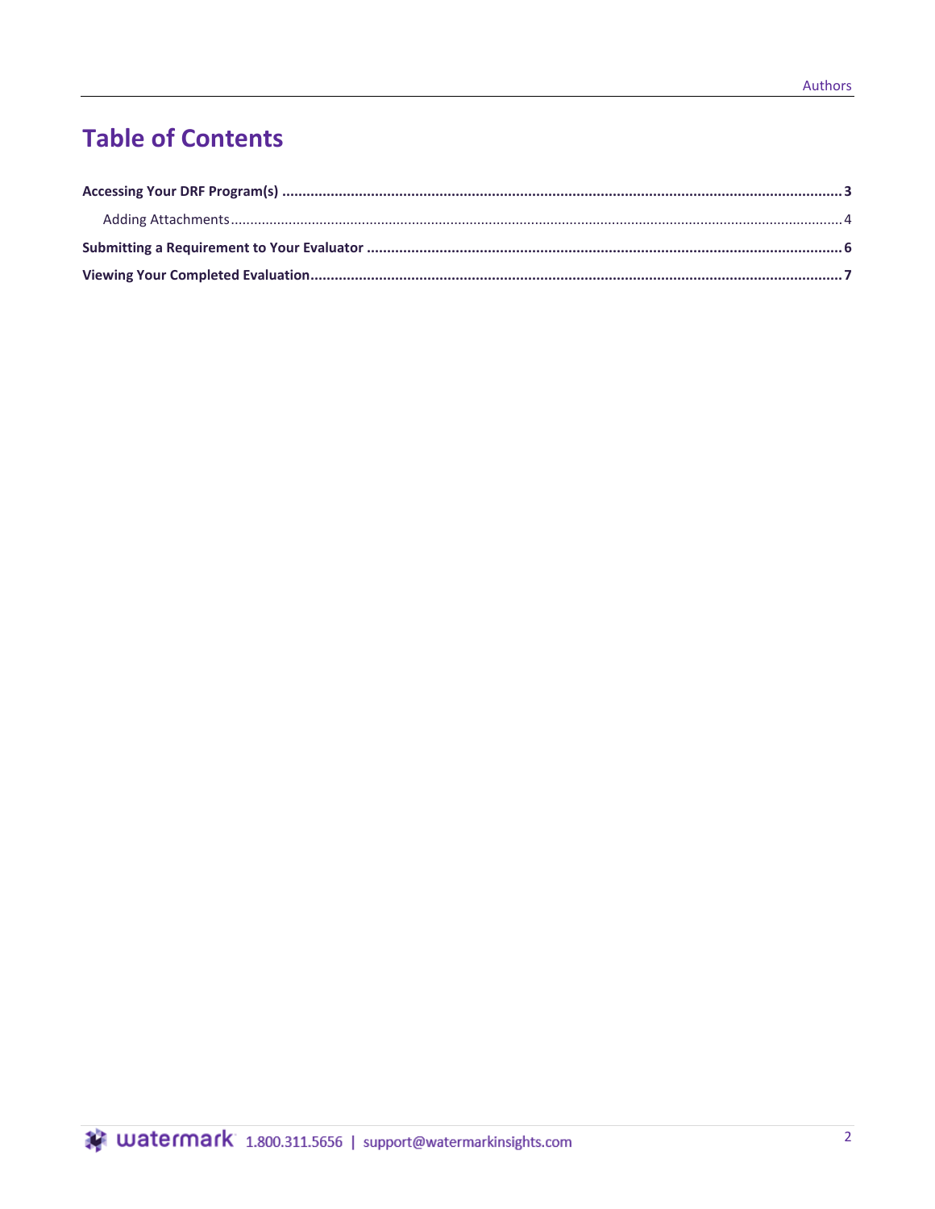# Table of Contents

**Accessing Your DRF Program(s)** .......... **3**

- Adding Attachments .......... 4

**Submitting a Requirement to Your Evaluator** .......... **6**

**Viewing Your Completed Evaluation** .......... **7**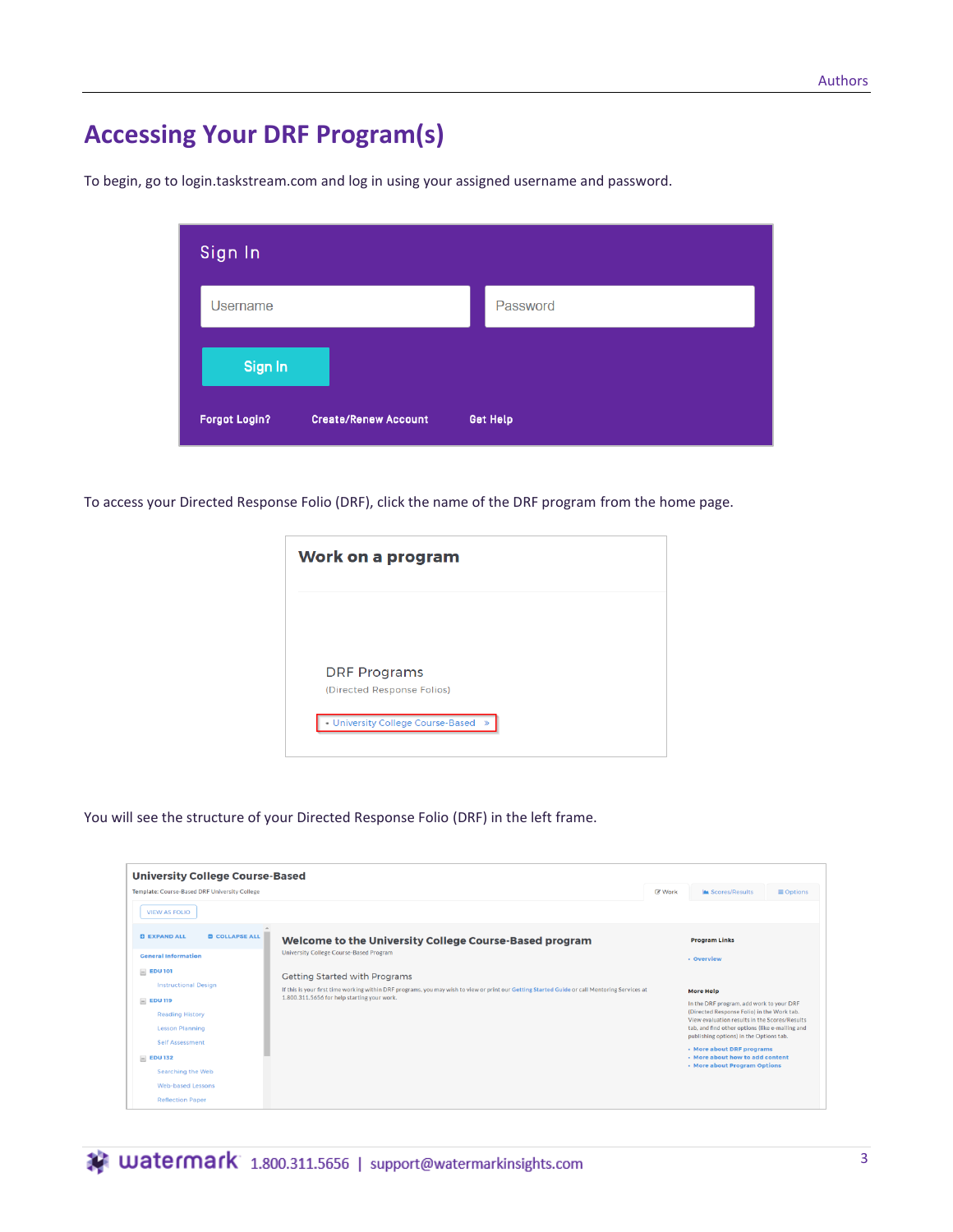# Accessing Your DRF Program(s)

To begin, go to login.taskstream.com and log in using your assigned username and password.

To access your Directed Response Folio (DRF), click the name of the DRF program from the home page.

You will see the structure of your Directed Response Folio (DRF) in the left frame.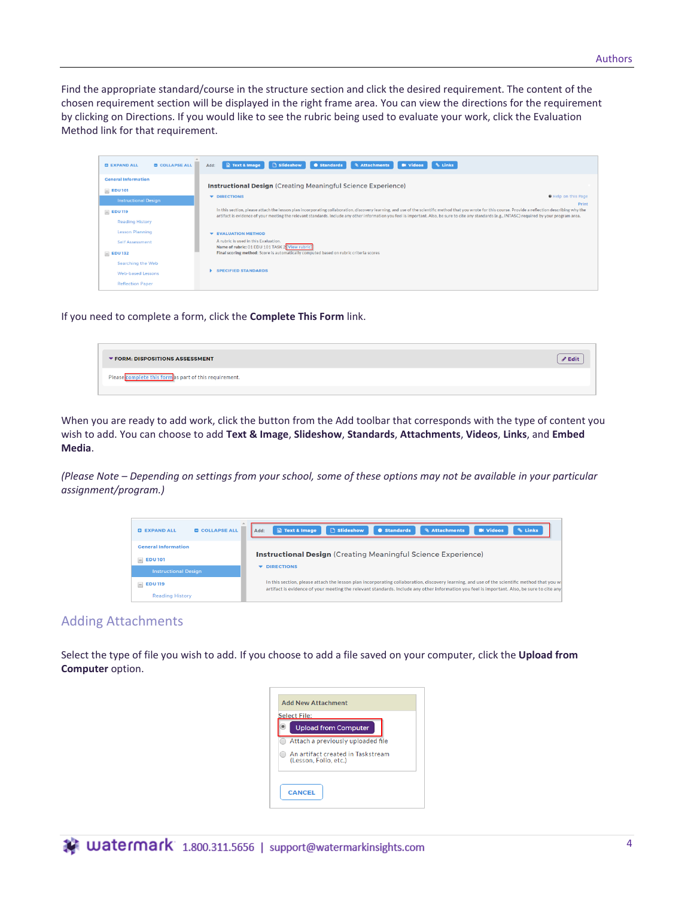Find the appropriate standard/course in the structure section and click the desired requirement. The content of the chosen requirement section will be displayed in the right frame area. You can view the directions for the requirement by clicking on Directions. If you would like to see the rubric being used to evaluate your work, click the Evaluation Method link for that requirement.

If you need to complete a form, click the **Complete This Form** link.

When you are ready to add work, click the button from the Add toolbar that corresponds with the type of content you wish to add. You can choose to add **Text & Image**, **Slideshow**, **Standards**, **Attachments**, **Videos**, **Links**, and **Embed Media**.

*(Please Note – Depending on settings from your school, some of these options may not be available in your particular assignment/program.)*

## Adding Attachments

Select the type of file you wish to add. If you choose to add a file saved on your computer, click the **Upload from Computer** option.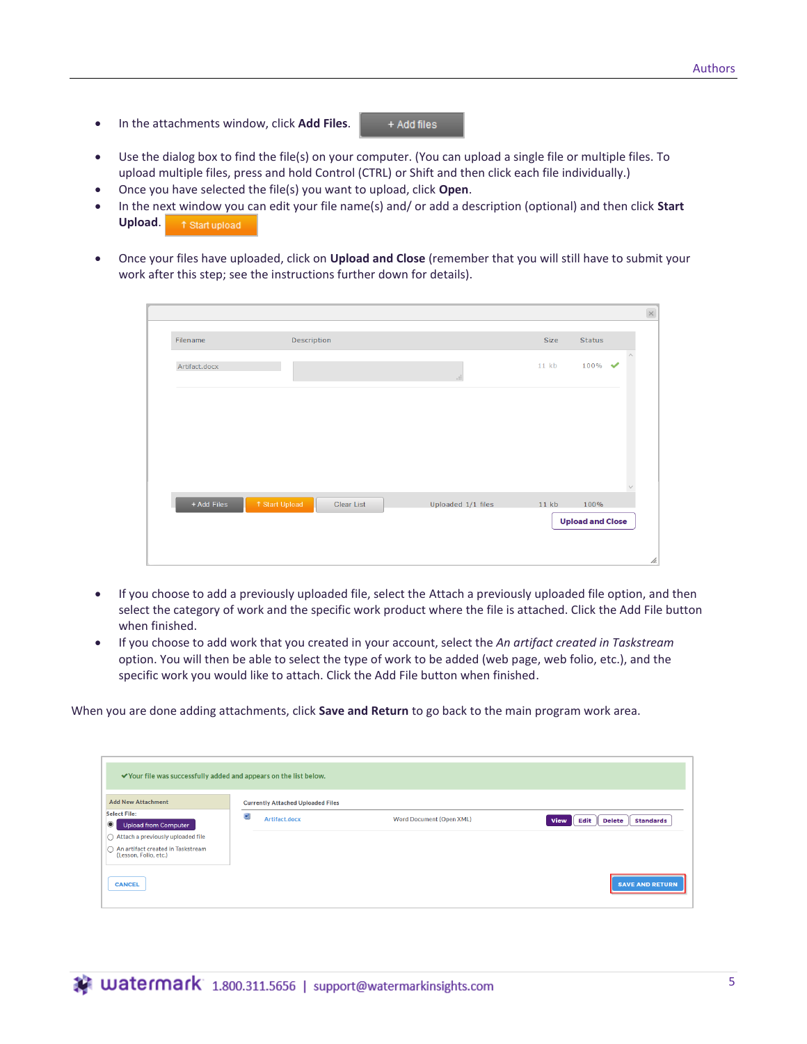- In the attachments window, click **Add Files**.
- Use the dialog box to find the file(s) on your computer. (You can upload a single file or multiple files. To upload multiple files, press and hold Control (CTRL) or Shift and then click each file individually.)
- Once you have selected the file(s) you want to upload, click **Open**.
- In the next window you can edit your file name(s) and/ or add a description (optional) and then click **Start Upload**.
- Once your files have uploaded, click on **Upload and Close** (remember that you will still have to submit your work after this step; see the instructions further down for details).

- If you choose to add a previously uploaded file, select the Attach a previously uploaded file option, and then select the category of work and the specific work product where the file is attached. Click the Add File button when finished.
- If you choose to add work that you created in your account, select the *An artifact created in Taskstream* option. You will then be able to select the type of work to be added (web page, web folio, etc.), and the specific work you would like to attach. Click the Add File button when finished.

When you are done adding attachments, click **Save and Return** to go back to the main program work area.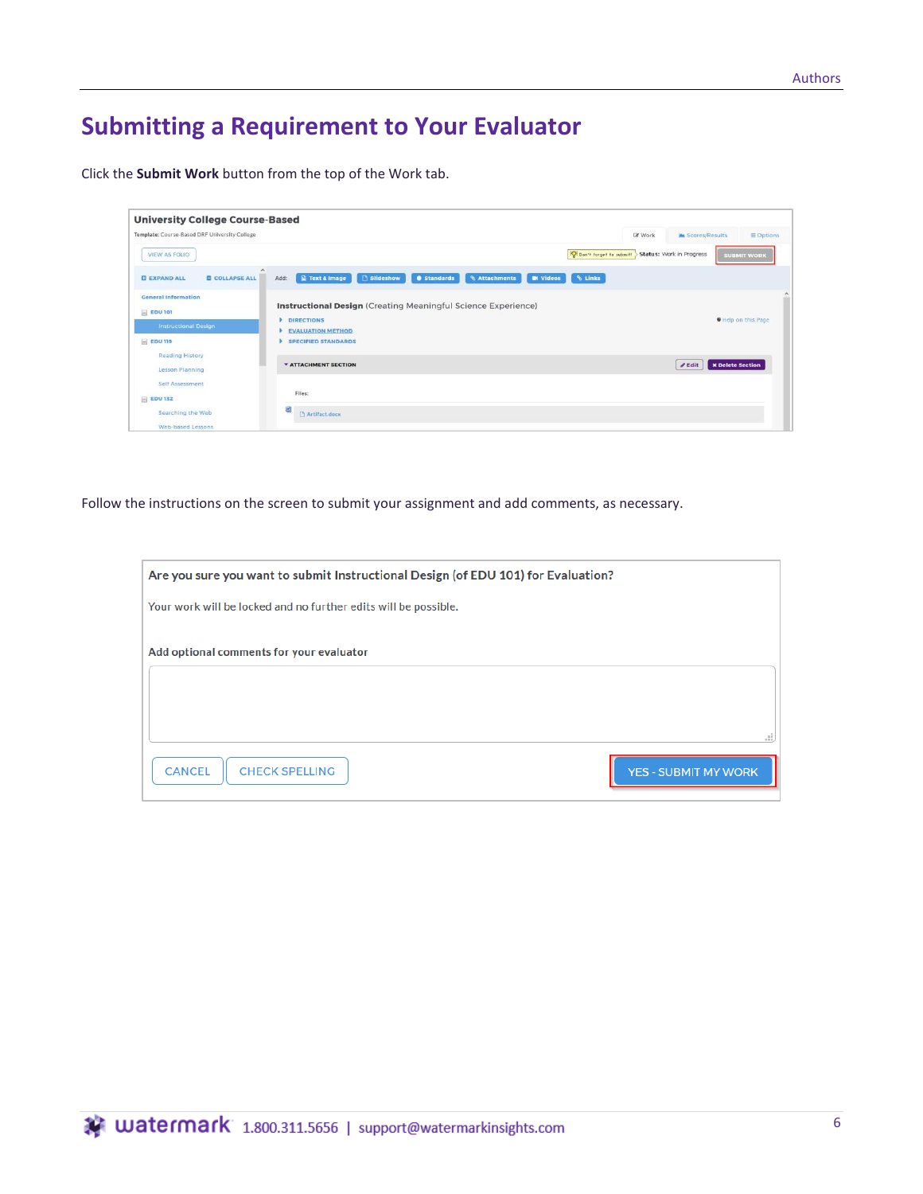# Submitting a Requirement to Your Evaluator

Click the **Submit Work** button from the top of the Work tab.

Follow the instructions on the screen to submit your assignment and add comments, as necessary.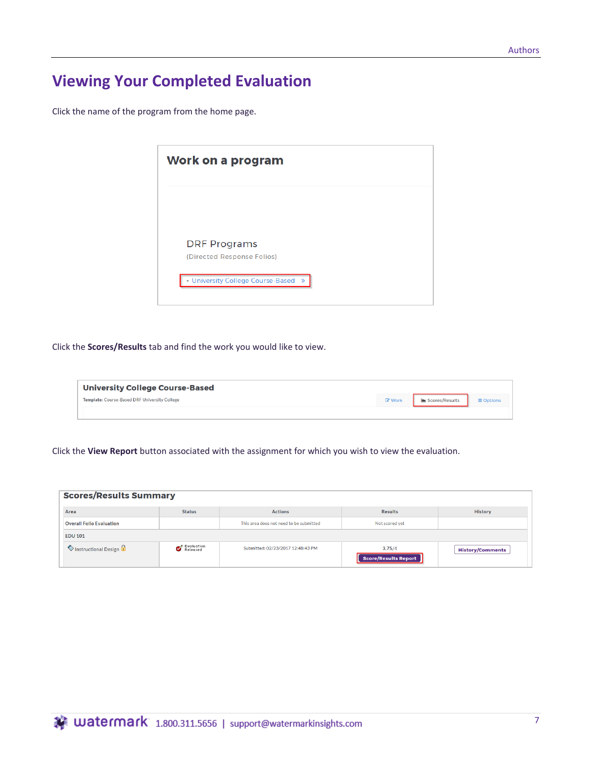# Viewing Your Completed Evaluation

Click the name of the program from the home page.

Work on a program

DRF Programs

(Directed Response Folios)

- University College Course-Based »

Click the **Scores/Results** tab and find the work you would like to view.

University College Course-Based

Template: Course-Based DRF University College

Work | Scores/Results | Options

Click the **View Report** button associated with the assignment for which you wish to view the evaluation.

Scores/Results Summary

| Area | Status | Actions | Results | History |
|---|---|---|---|---|
| Overall Folio Evaluation | | This area does not need to be submitted | Not scored yet | |
| EDU 101 | | | | |
| Instructional Design | Evaluation Released | Submitted: 02/23/2017 12:48:43 PM | 3.75/4 Score/Results Report | History/Comments |